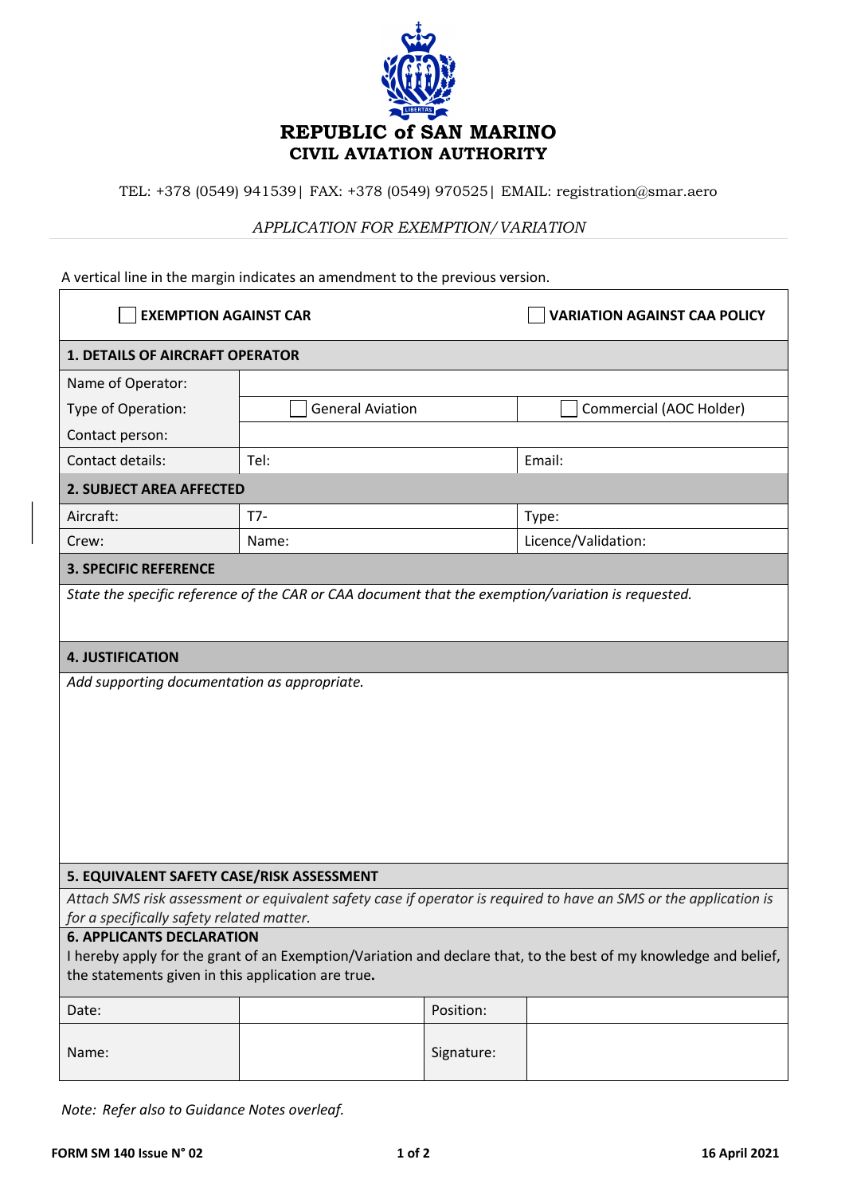# REPUBLIC of SAN MARINO
## CIVIL AVIATION AUTHORITY

TEL: +378 (0549) 941539| FAX: +378 (0549) 970525| EMAIL: registration@smar.aero

*APPLICATION FOR EXEMPTION/VARIATION*

A vertical line in the margin indicates an amendment to the previous version.

| ☐ **EXEMPTION AGAINST CAR** | | ☐ **VARIATION AGAINST CAA POLICY** |
|---|---|---|
| **1. DETAILS OF AIRCRAFT OPERATOR** | | |
| Name of Operator: | | |
| Type of Operation: | ☐ General Aviation | ☐ Commercial (AOC Holder) |
| Contact person: | | |
| Contact details: | Tel: | Email: |
| **2. SUBJECT AREA AFFECTED** | | |
| Aircraft: | T7- | Type: |
| Crew: | Name: | Licence/Validation: |
| **3. SPECIFIC REFERENCE** | | |
| *State the specific reference of the CAR or CAA document that the exemption/variation is requested.* | | |
| **4. JUSTIFICATION** | | |
| *Add supporting documentation as appropriate.* | | |
| **5. EQUIVALENT SAFETY CASE/RISK ASSESSMENT** | | |
| *Attach SMS risk assessment or equivalent safety case if operator is required to have an SMS or the application is for a specifically safety related matter.* | | |

**6. APPLICANTS DECLARATION**

I hereby apply for the grant of an Exemption/Variation and declare that, to the best of my knowledge and belief, the statements given in this application are true**.**

| Date: | | Position: | |
|---|---|---|---|
| Name: | | Signature: | |

*Note: Refer also to Guidance Notes overleaf.*

**FORM SM 140 Issue N° 02** **16 April 2021**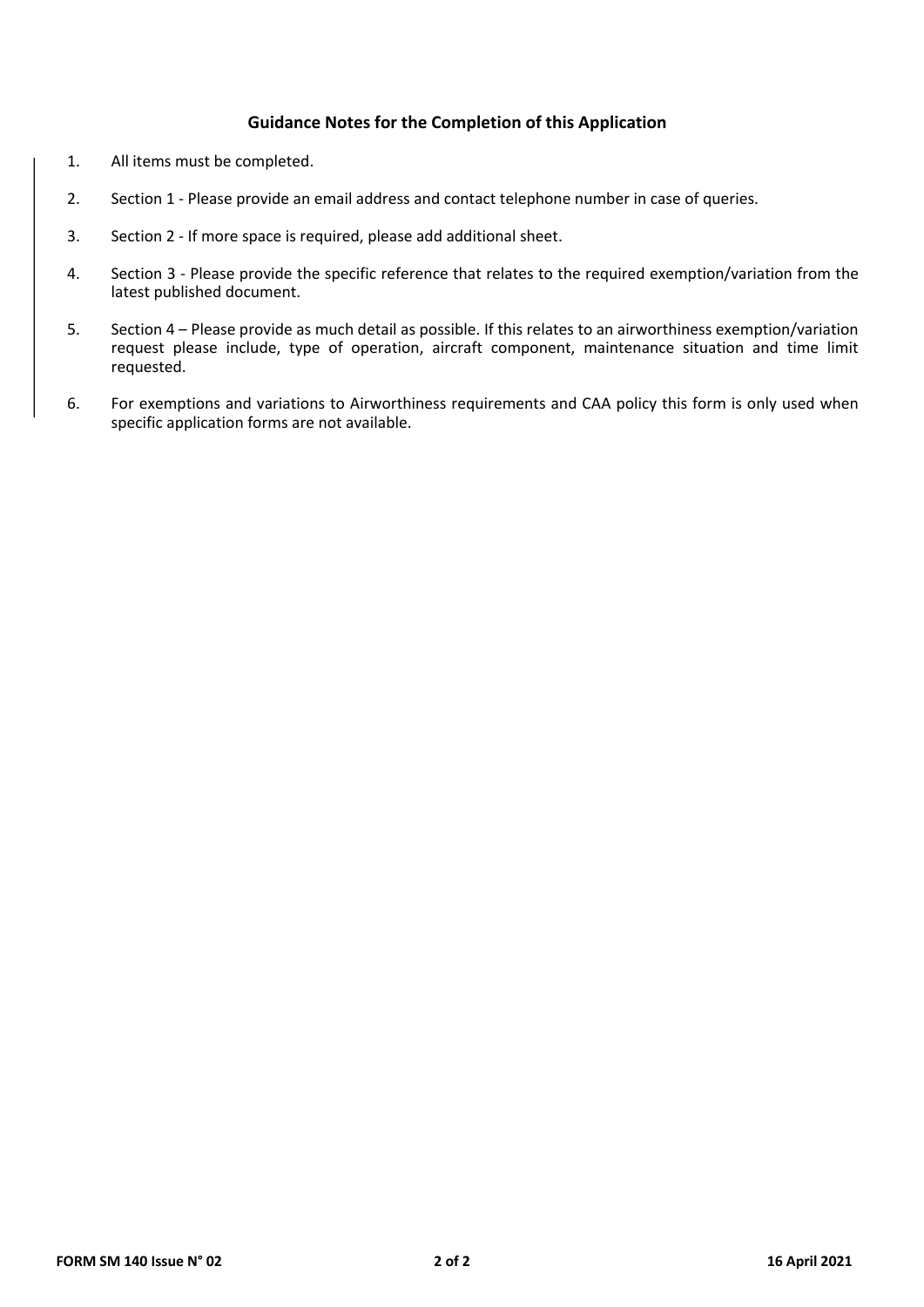## Guidance Notes for the Completion of this Application

1. All items must be completed.
2. Section 1 - Please provide an email address and contact telephone number in case of queries.
3. Section 2 - If more space is required, please add additional sheet.
4. Section 3 - Please provide the specific reference that relates to the required exemption/variation from the latest published document.
5. Section 4 – Please provide as much detail as possible. If this relates to an airworthiness exemption/variation request please include, type of operation, aircraft component, maintenance situation and time limit requested.
6. For exemptions and variations to Airworthiness requirements and CAA policy this form is only used when specific application forms are not available.